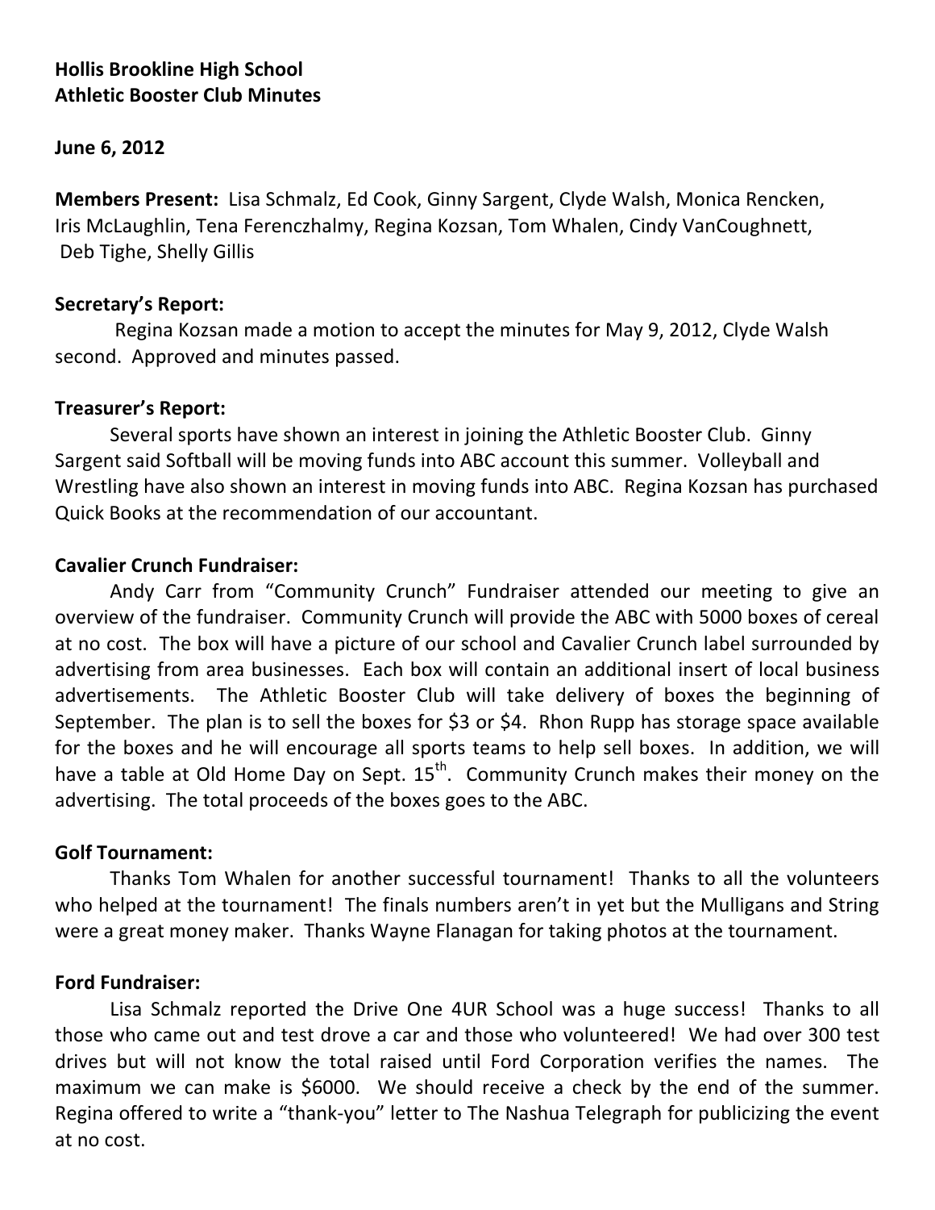**Hollis Brookline High School**
**Athletic Booster Club Minutes**

**June 6, 2012**

**Members Present:** Lisa Schmalz, Ed Cook, Ginny Sargent, Clyde Walsh, Monica Rencken, Iris McLaughlin, Tena Ferenczhalmy, Regina Kozsan, Tom Whalen, Cindy VanCoughnett, Deb Tighe, Shelly Gillis

**Secretary's Report:**

Regina Kozsan made a motion to accept the minutes for May 9, 2012, Clyde Walsh second. Approved and minutes passed.

**Treasurer's Report:**

Several sports have shown an interest in joining the Athletic Booster Club. Ginny Sargent said Softball will be moving funds into ABC account this summer. Volleyball and Wrestling have also shown an interest in moving funds into ABC. Regina Kozsan has purchased Quick Books at the recommendation of our accountant.

**Cavalier Crunch Fundraiser:**

Andy Carr from "Community Crunch" Fundraiser attended our meeting to give an overview of the fundraiser. Community Crunch will provide the ABC with 5000 boxes of cereal at no cost. The box will have a picture of our school and Cavalier Crunch label surrounded by advertising from area businesses. Each box will contain an additional insert of local business advertisements. The Athletic Booster Club will take delivery of boxes the beginning of September. The plan is to sell the boxes for $3 or $4. Rhon Rupp has storage space available for the boxes and he will encourage all sports teams to help sell boxes. In addition, we will have a table at Old Home Day on Sept. 15th. Community Crunch makes their money on the advertising. The total proceeds of the boxes goes to the ABC.

**Golf Tournament:**

Thanks Tom Whalen for another successful tournament! Thanks to all the volunteers who helped at the tournament! The finals numbers aren't in yet but the Mulligans and String were a great money maker. Thanks Wayne Flanagan for taking photos at the tournament.

**Ford Fundraiser:**

Lisa Schmalz reported the Drive One 4UR School was a huge success! Thanks to all those who came out and test drove a car and those who volunteered! We had over 300 test drives but will not know the total raised until Ford Corporation verifies the names. The maximum we can make is $6000. We should receive a check by the end of the summer. Regina offered to write a "thank-you" letter to The Nashua Telegraph for publicizing the event at no cost.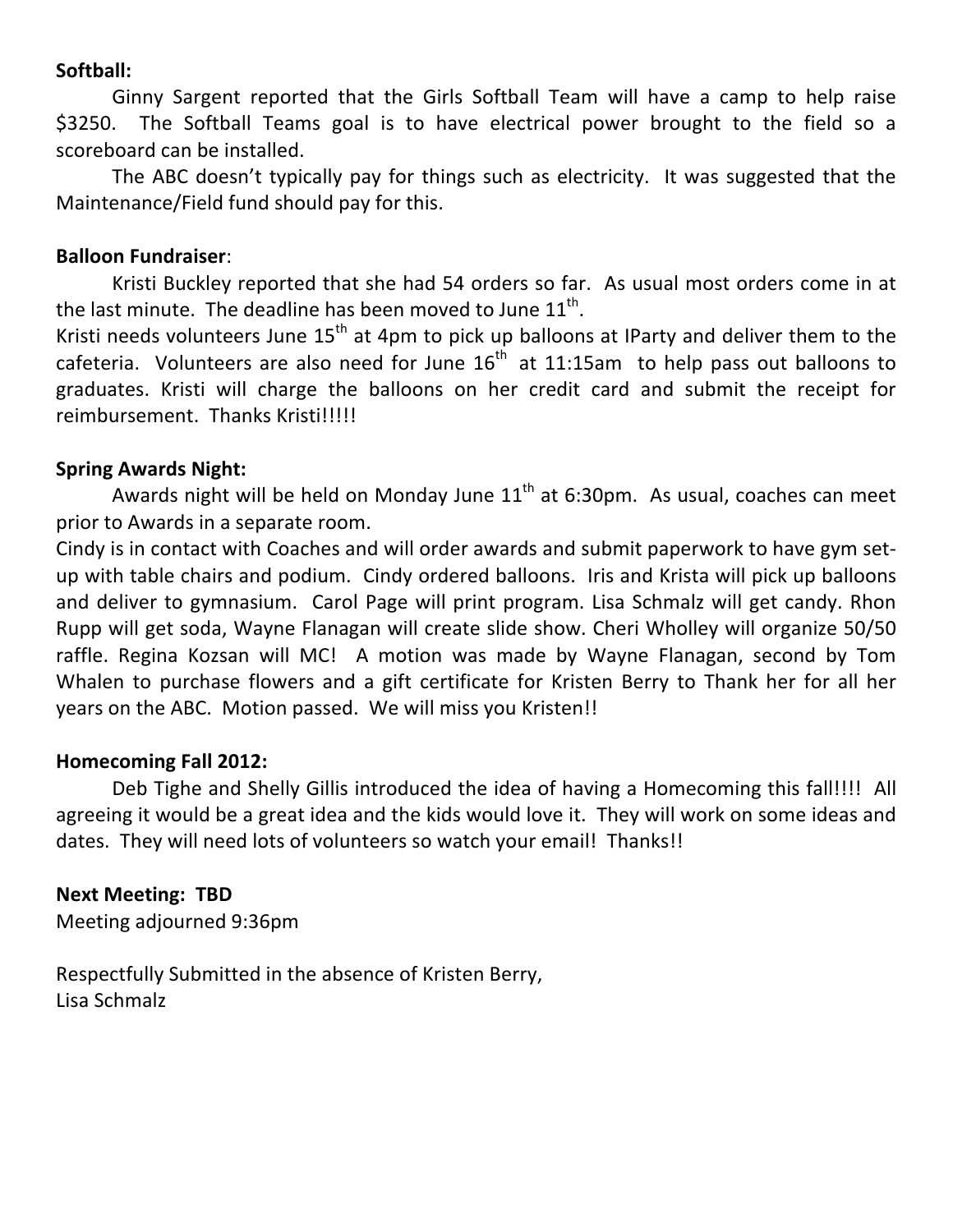**Softball:**

Ginny Sargent reported that the Girls Softball Team will have a camp to help raise \$3250. The Softball Teams goal is to have electrical power brought to the field so a scoreboard can be installed.

The ABC doesn't typically pay for things such as electricity. It was suggested that the Maintenance/Field fund should pay for this.

**Balloon Fundraiser**:

Kristi Buckley reported that she had 54 orders so far. As usual most orders come in at the last minute. The deadline has been moved to June 11th.

Kristi needs volunteers June 15th at 4pm to pick up balloons at IParty and deliver them to the cafeteria. Volunteers are also need for June 16th at 11:15am to help pass out balloons to graduates. Kristi will charge the balloons on her credit card and submit the receipt for reimbursement. Thanks Kristi!!!!!

**Spring Awards Night:**

Awards night will be held on Monday June 11th at 6:30pm. As usual, coaches can meet prior to Awards in a separate room.

Cindy is in contact with Coaches and will order awards and submit paperwork to have gym set-up with table chairs and podium. Cindy ordered balloons. Iris and Krista will pick up balloons and deliver to gymnasium. Carol Page will print program. Lisa Schmalz will get candy. Rhon Rupp will get soda, Wayne Flanagan will create slide show. Cheri Wholley will organize 50/50 raffle. Regina Kozsan will MC! A motion was made by Wayne Flanagan, second by Tom Whalen to purchase flowers and a gift certificate for Kristen Berry to Thank her for all her years on the ABC. Motion passed. We will miss you Kristen!!

**Homecoming Fall 2012:**

Deb Tighe and Shelly Gillis introduced the idea of having a Homecoming this fall!!!! All agreeing it would be a great idea and the kids would love it. They will work on some ideas and dates. They will need lots of volunteers so watch your email! Thanks!!

**Next Meeting: TBD**

Meeting adjourned 9:36pm

Respectfully Submitted in the absence of Kristen Berry,
Lisa Schmalz